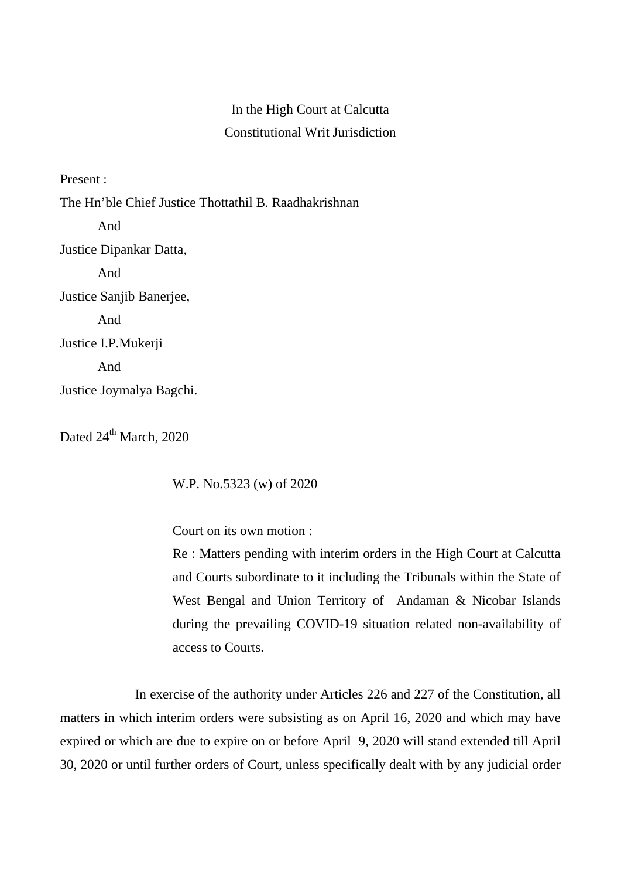In the High Court at Calcutta

Constitutional Writ Jurisdiction

Present :

The Hn'ble Chief Justice Thottathil B. Raadhakrishnan

And

Justice Dipankar Datta,

And

Justice Sanjib Banerjee,

And

Justice I.P.Mukerji

And

Justice Joymalya Bagchi.

Dated 24th March, 2020

W.P. No.5323 (w) of 2020

Court on its own motion :

Re : Matters pending with interim orders in the High Court at Calcutta and Courts subordinate to it including the Tribunals within the State of West Bengal and Union Territory of Andaman & Nicobar Islands during the prevailing COVID-19 situation related non-availability of access to Courts.

In exercise of the authority under Articles 226 and 227 of the Constitution, all matters in which interim orders were subsisting as on April 16, 2020 and which may have expired or which are due to expire on or before April 9, 2020 will stand extended till April 30, 2020 or until further orders of Court, unless specifically dealt with by any judicial order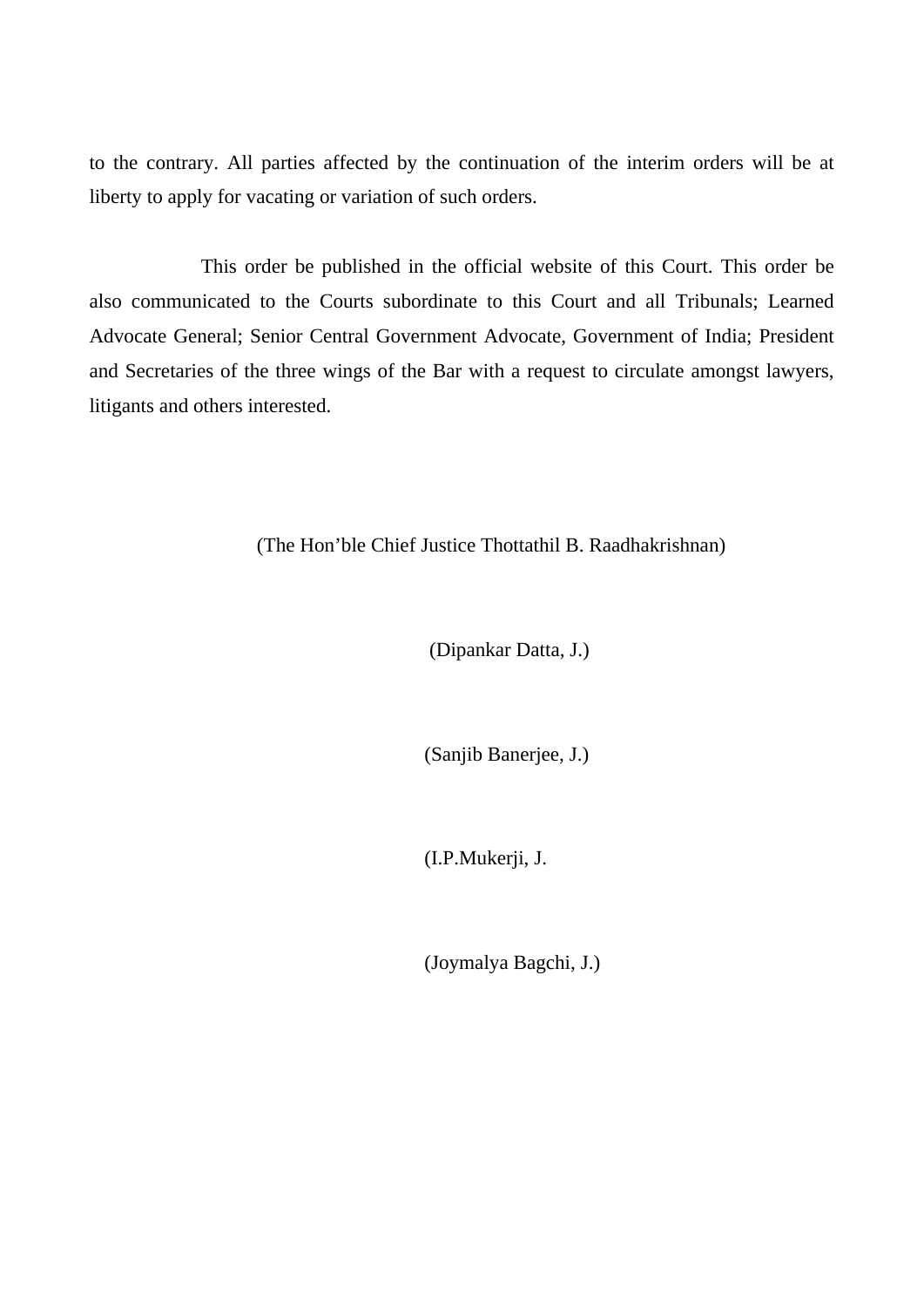to the contrary. All parties affected by the continuation of the interim orders will be at liberty to apply for vacating or variation of such orders.

This order be published in the official website of this Court. This order be also communicated to the Courts subordinate to this Court and all Tribunals; Learned Advocate General; Senior Central Government Advocate, Government of India; President and Secretaries of the three wings of the Bar with a request to circulate amongst lawyers, litigants and others interested.

(The Hon'ble Chief Justice Thottathil B. Raadhakrishnan)

(Dipankar Datta, J.)

(Sanjib Banerjee, J.)

(I.P.Mukerji, J.

(Joymalya Bagchi, J.)